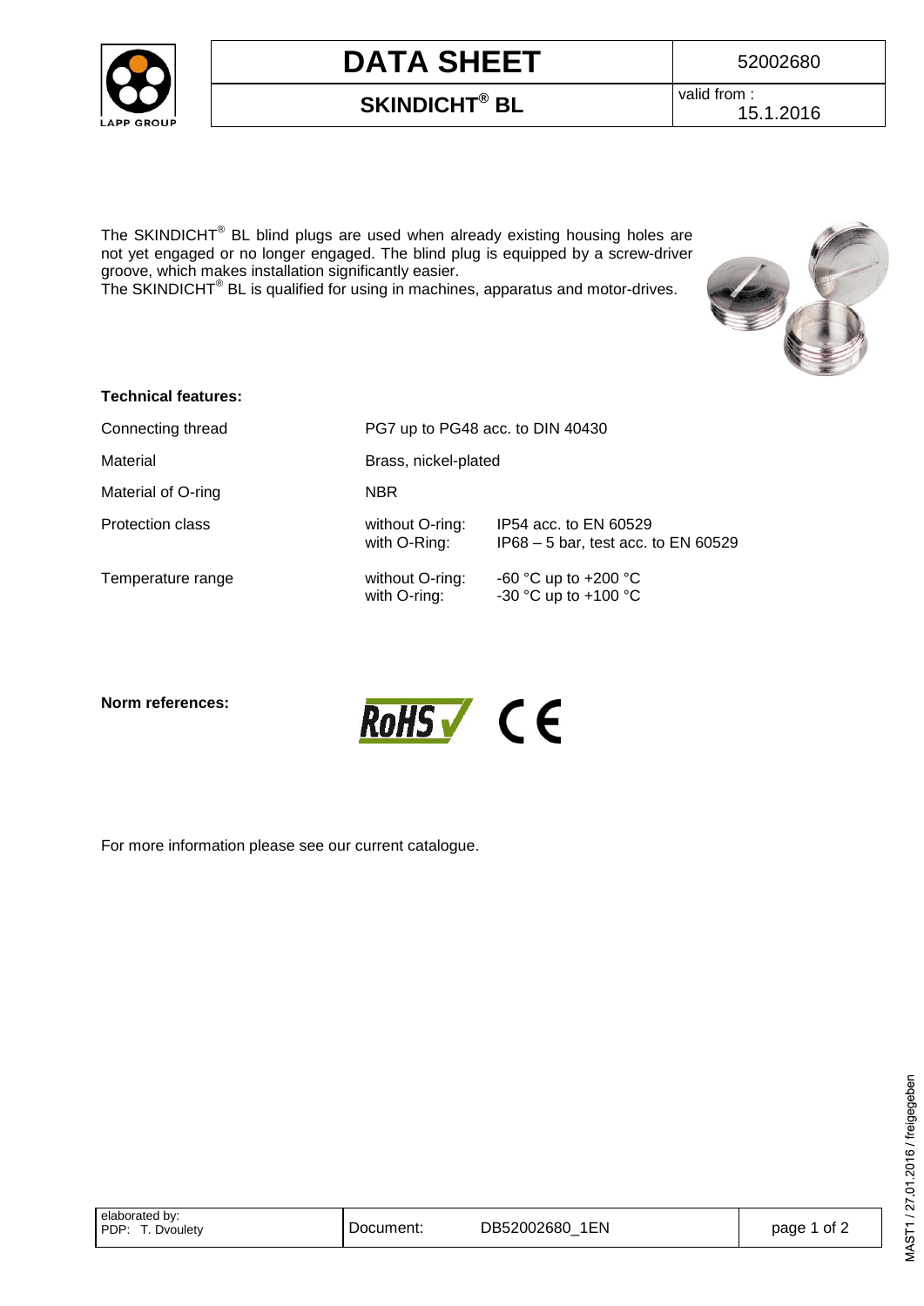# DATA SHEET

52002680

## SKINDICHT® BL

valid from : 15.1.2016

The SKINDICHT® BL blind plugs are used when already existing housing holes are not yet engaged or no longer engaged. The blind plug is equipped by a screw-driver groove, which makes installation significantly easier.
The SKINDICHT® BL is qualified for using in machines, apparatus and motor-drives.

**Technical features:**

| | | |
|---|---|---|
| Connecting thread | PG7 up to PG48 acc. to DIN 40430 | |
| Material | Brass, nickel-plated | |
| Material of O-ring | NBR | |
| Protection class | without O-ring: | IP54 acc. to EN 60529 |
| | with O-Ring: | IP68 – 5 bar, test acc. to EN 60529 |
| Temperature range | without O-ring: | -60 °C up to +200 °C |
| | with O-ring: | -30 °C up to +100 °C |

**Norm references:** RoHS, CE

For more information please see our current catalogue.

| elaborated by: PDP: T. Dvoulety | Document: DB52002680_1EN |
|---|---|

MAST1 / 27.01.2016 / freigegeben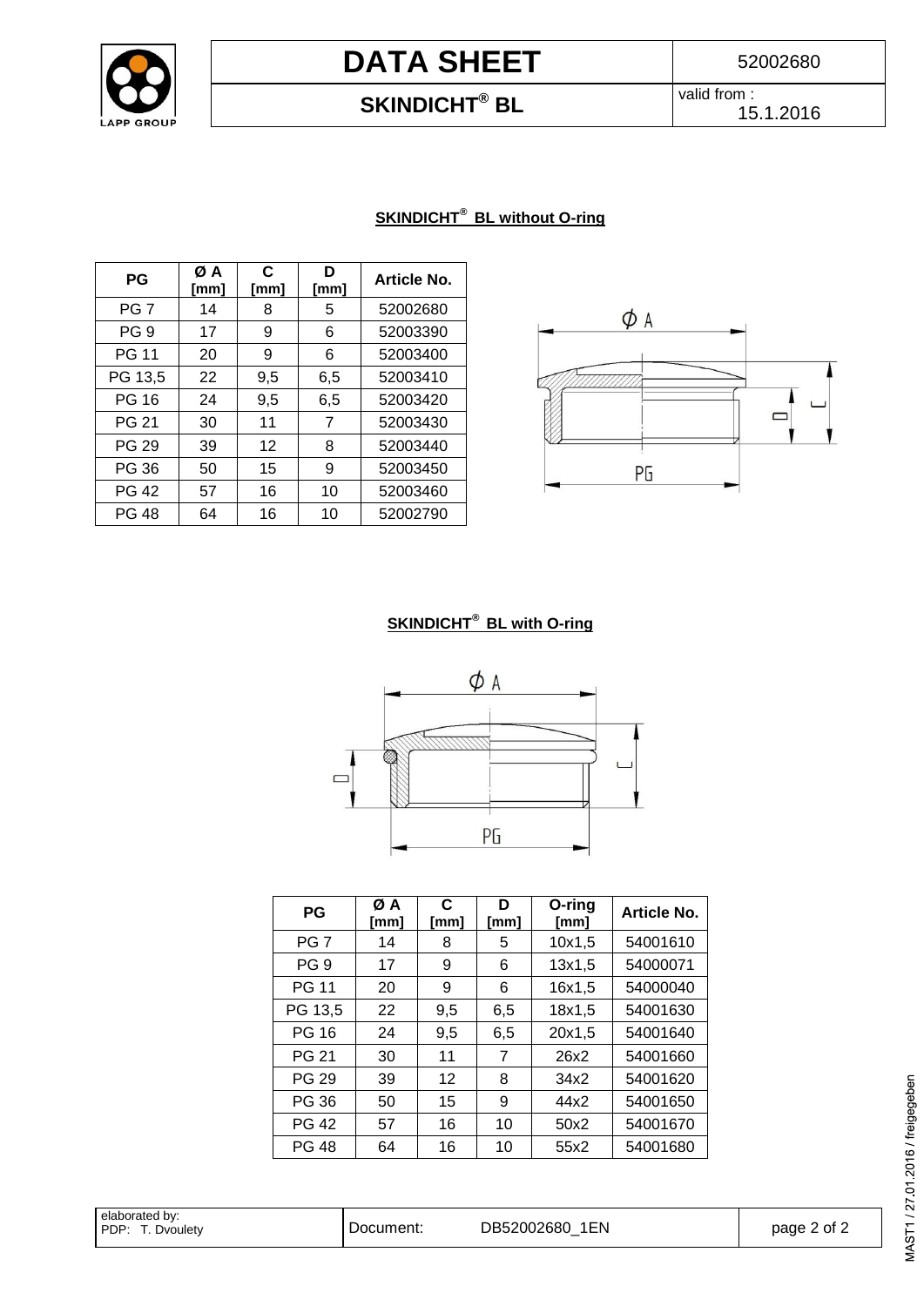## SKINDICHT® BL without O-ring

| PG | Ø A [mm] | C [mm] | D [mm] | Article No. |
|---|---|---|---|---|
| PG 7 | 14 | 8 | 5 | 52002680 |
| PG 9 | 17 | 9 | 6 | 52003390 |
| PG 11 | 20 | 9 | 6 | 52003400 |
| PG 13,5 | 22 | 9,5 | 6,5 | 52003410 |
| PG 16 | 24 | 9,5 | 6,5 | 52003420 |
| PG 21 | 30 | 11 | 7 | 52003430 |
| PG 29 | 39 | 12 | 8 | 52003440 |
| PG 36 | 50 | 15 | 9 | 52003450 |
| PG 42 | 57 | 16 | 10 | 52003460 |
| PG 48 | 64 | 16 | 10 | 52002790 |

ϕ A

D

C

PG

## SKINDICHT® BL with O-ring

ϕ A

D

C

PG

| PG | Ø A [mm] | C [mm] | D [mm] | O-ring [mm] | Article No. |
|---|---|---|---|---|---|
| PG 7 | 14 | 8 | 5 | 10x1,5 | 54001610 |
| PG 9 | 17 | 9 | 6 | 13x1,5 | 54000071 |
| PG 11 | 20 | 9 | 6 | 16x1,5 | 54000040 |
| PG 13,5 | 22 | 9,5 | 6,5 | 18x1,5 | 54001630 |
| PG 16 | 24 | 9,5 | 6,5 | 20x1,5 | 54001640 |
| PG 21 | 30 | 11 | 7 | 26x2 | 54001660 |
| PG 29 | 39 | 12 | 8 | 34x2 | 54001620 |
| PG 36 | 50 | 15 | 9 | 44x2 | 54001650 |
| PG 42 | 57 | 16 | 10 | 50x2 | 54001670 |
| PG 48 | 64 | 16 | 10 | 55x2 | 54001680 |